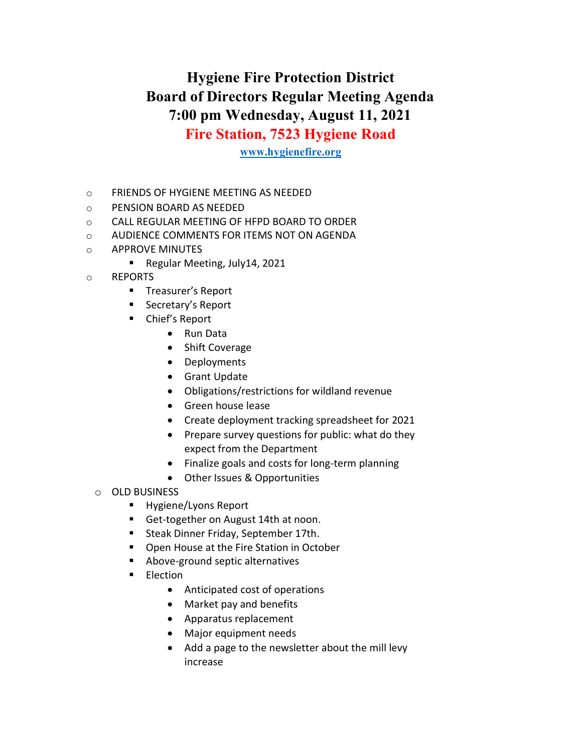# Hygiene Fire Protection District
# Board of Directors Regular Meeting Agenda
# 7:00 pm Wednesday, August 11, 2021
# Fire Station, 7523 Hygiene Road

[www.hygienefire.org](http://www.hygienefire.org)

- FRIENDS OF HYGIENE MEETING AS NEEDED
- PENSION BOARD AS NEEDED
- CALL REGULAR MEETING OF HFPD BOARD TO ORDER
- AUDIENCE COMMENTS FOR ITEMS NOT ON AGENDA
- APPROVE MINUTES
  - Regular Meeting, July14, 2021
- REPORTS
  - Treasurer's Report
  - Secretary's Report
  - Chief's Report
    - Run Data
    - Shift Coverage
    - Deployments
    - Grant Update
    - Obligations/restrictions for wildland revenue
    - Green house lease
    - Create deployment tracking spreadsheet for 2021
    - Prepare survey questions for public: what do they expect from the Department
    - Finalize goals and costs for long-term planning
    - Other Issues & Opportunities
- OLD BUSINESS
  - Hygiene/Lyons Report
  - Get-together on August 14th at noon.
  - Steak Dinner Friday, September 17th.
  - Open House at the Fire Station in October
  - Above-ground septic alternatives
  - Election
    - Anticipated cost of operations
    - Market pay and benefits
    - Apparatus replacement
    - Major equipment needs
    - Add a page to the newsletter about the mill levy increase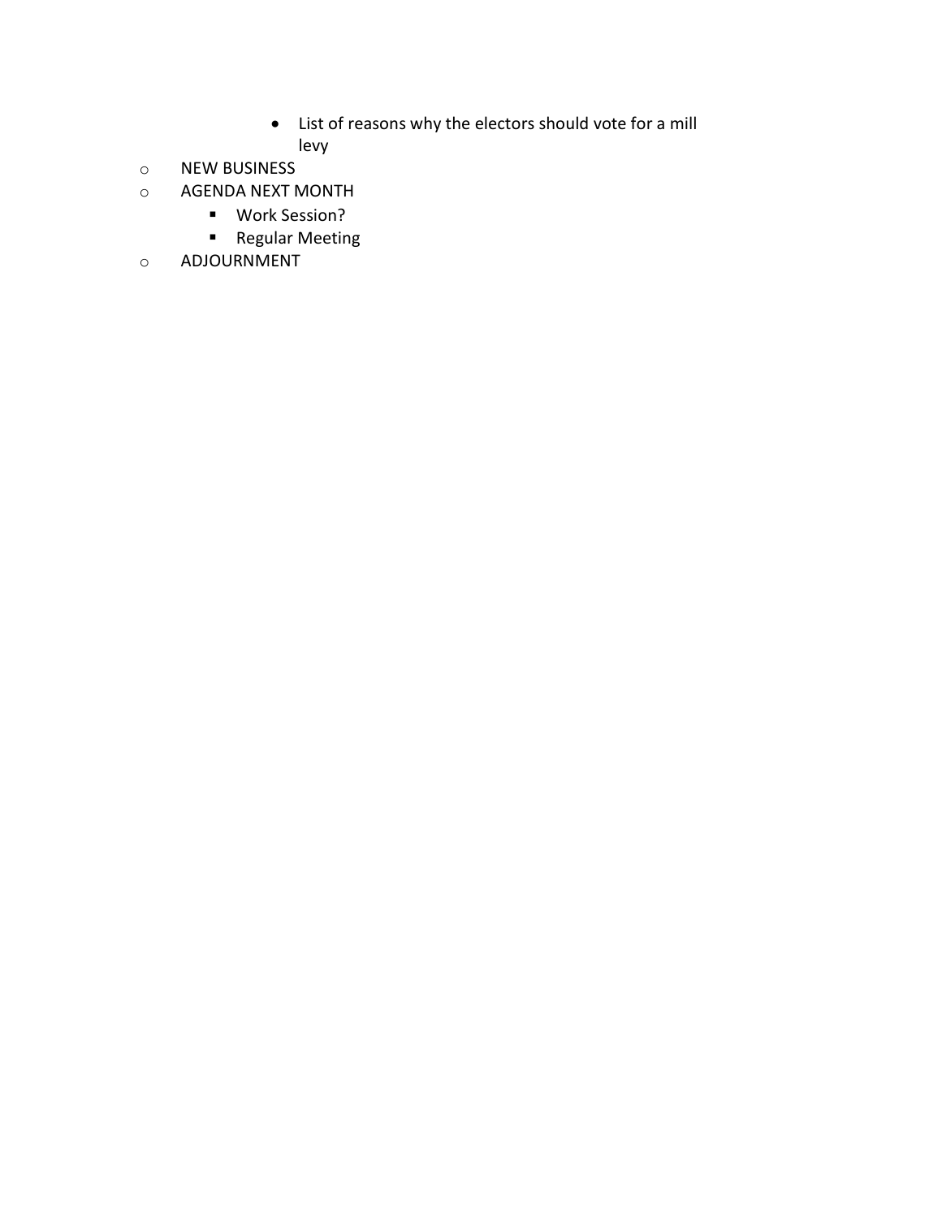- List of reasons why the electors should vote for a mill levy
- NEW BUSINESS
- AGENDA NEXT MONTH
  - Work Session?
  - Regular Meeting
- ADJOURNMENT